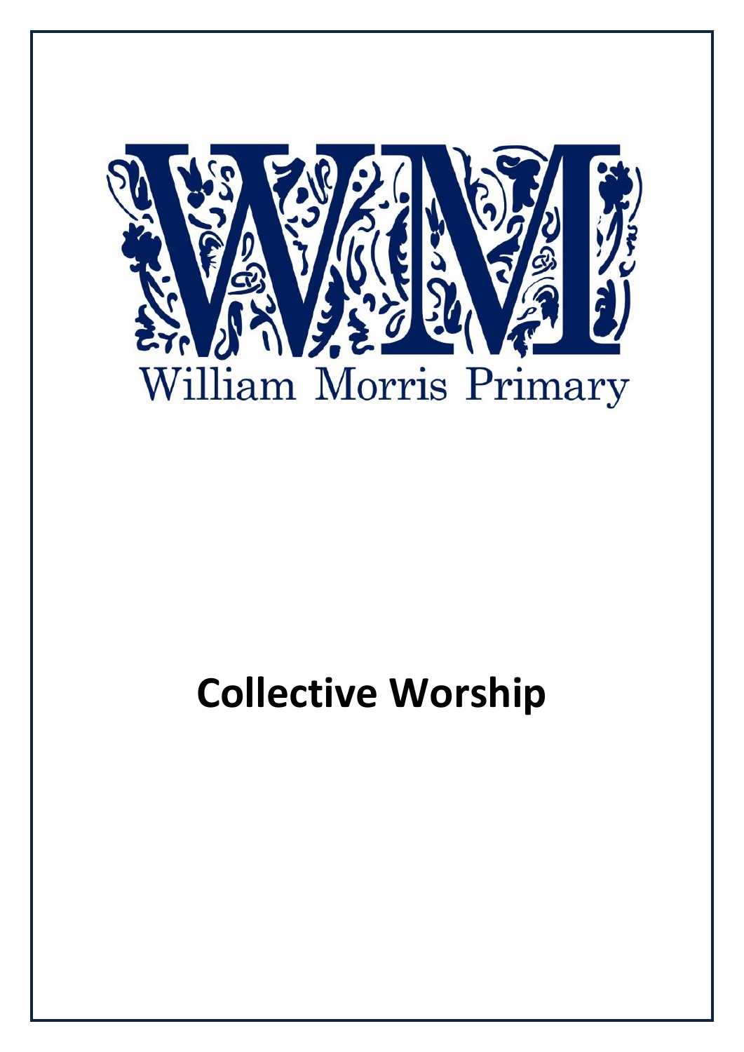William Morris Primary

# Collective Worship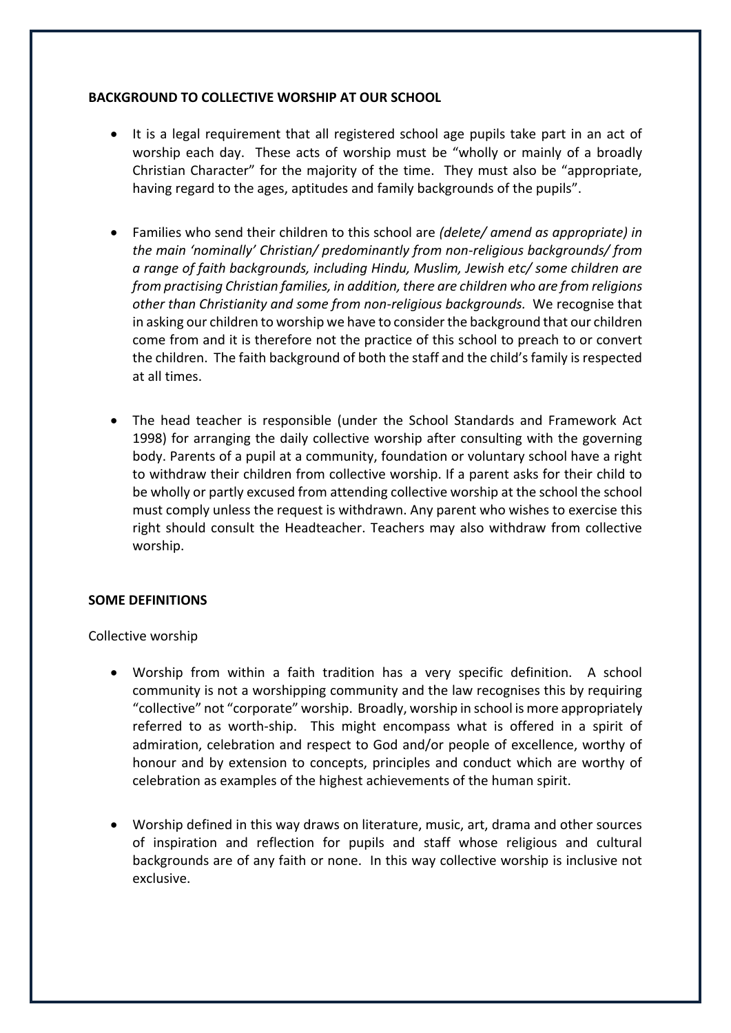**BACKGROUND TO COLLECTIVE WORSHIP AT OUR SCHOOL**

- It is a legal requirement that all registered school age pupils take part in an act of worship each day. These acts of worship must be "wholly or mainly of a broadly Christian Character" for the majority of the time. They must also be "appropriate, having regard to the ages, aptitudes and family backgrounds of the pupils".

- Families who send their children to this school are *(delete/ amend as appropriate) in the main 'nominally' Christian/ predominantly from non-religious backgrounds/ from a range of faith backgrounds, including Hindu, Muslim, Jewish etc/ some children are from practising Christian families, in addition, there are children who are from religions other than Christianity and some from non-religious backgrounds.* We recognise that in asking our children to worship we have to consider the background that our children come from and it is therefore not the practice of this school to preach to or convert the children. The faith background of both the staff and the child's family is respected at all times.

- The head teacher is responsible (under the School Standards and Framework Act 1998) for arranging the daily collective worship after consulting with the governing body. Parents of a pupil at a community, foundation or voluntary school have a right to withdraw their children from collective worship. If a parent asks for their child to be wholly or partly excused from attending collective worship at the school the school must comply unless the request is withdrawn. Any parent who wishes to exercise this right should consult the Headteacher. Teachers may also withdraw from collective worship.

**SOME DEFINITIONS**

Collective worship

- Worship from within a faith tradition has a very specific definition. A school community is not a worshipping community and the law recognises this by requiring "collective" not "corporate" worship. Broadly, worship in school is more appropriately referred to as worth-ship. This might encompass what is offered in a spirit of admiration, celebration and respect to God and/or people of excellence, worthy of honour and by extension to concepts, principles and conduct which are worthy of celebration as examples of the highest achievements of the human spirit.

- Worship defined in this way draws on literature, music, art, drama and other sources of inspiration and reflection for pupils and staff whose religious and cultural backgrounds are of any faith or none. In this way collective worship is inclusive not exclusive.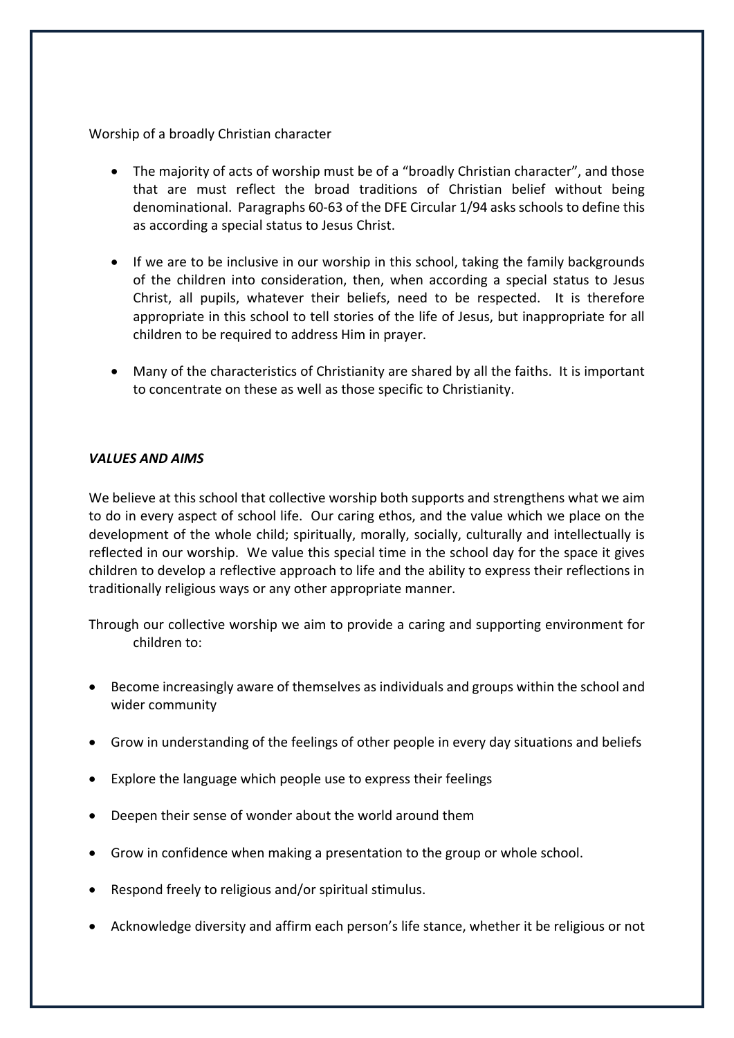Worship of a broadly Christian character

- The majority of acts of worship must be of a "broadly Christian character", and those that are must reflect the broad traditions of Christian belief without being denominational. Paragraphs 60-63 of the DFE Circular 1/94 asks schools to define this as according a special status to Jesus Christ.

- If we are to be inclusive in our worship in this school, taking the family backgrounds of the children into consideration, then, when according a special status to Jesus Christ, all pupils, whatever their beliefs, need to be respected. It is therefore appropriate in this school to tell stories of the life of Jesus, but inappropriate for all children to be required to address Him in prayer.

- Many of the characteristics of Christianity are shared by all the faiths. It is important to concentrate on these as well as those specific to Christianity.

***VALUES AND AIMS***

We believe at this school that collective worship both supports and strengthens what we aim to do in every aspect of school life. Our caring ethos, and the value which we place on the development of the whole child; spiritually, morally, socially, culturally and intellectually is reflected in our worship. We value this special time in the school day for the space it gives children to develop a reflective approach to life and the ability to express their reflections in traditionally religious ways or any other appropriate manner.

Through our collective worship we aim to provide a caring and supporting environment for children to:

- Become increasingly aware of themselves as individuals and groups within the school and wider community
- Grow in understanding of the feelings of other people in every day situations and beliefs
- Explore the language which people use to express their feelings
- Deepen their sense of wonder about the world around them
- Grow in confidence when making a presentation to the group or whole school.
- Respond freely to religious and/or spiritual stimulus.
- Acknowledge diversity and affirm each person's life stance, whether it be religious or not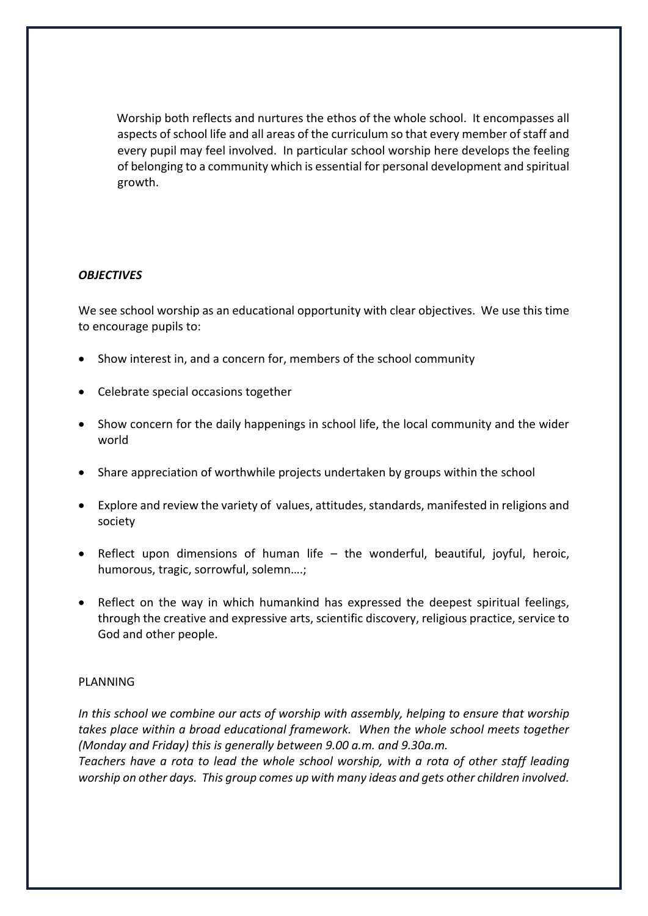Worship both reflects and nurtures the ethos of the whole school. It encompasses all aspects of school life and all areas of the curriculum so that every member of staff and every pupil may feel involved. In particular school worship here develops the feeling of belonging to a community which is essential for personal development and spiritual growth.

***OBJECTIVES***

We see school worship as an educational opportunity with clear objectives. We use this time to encourage pupils to:

- Show interest in, and a concern for, members of the school community
- Celebrate special occasions together
- Show concern for the daily happenings in school life, the local community and the wider world
- Share appreciation of worthwhile projects undertaken by groups within the school
- Explore and review the variety of values, attitudes, standards, manifested in religions and society
- Reflect upon dimensions of human life – the wonderful, beautiful, joyful, heroic, humorous, tragic, sorrowful, solemn….;
- Reflect on the way in which humankind has expressed the deepest spiritual feelings, through the creative and expressive arts, scientific discovery, religious practice, service to God and other people.

PLANNING

*In this school we combine our acts of worship with assembly, helping to ensure that worship takes place within a broad educational framework. When the whole school meets together (Monday and Friday) this is generally between 9.00 a.m. and 9.30a.m.*
*Teachers have a rota to lead the whole school worship, with a rota of other staff leading worship on other days. This group comes up with many ideas and gets other children involved.*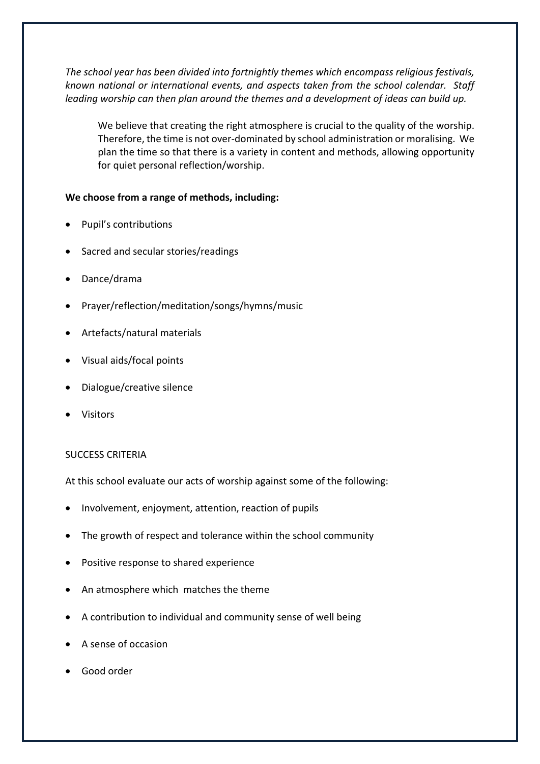*The school year has been divided into fortnightly themes which encompass religious festivals, known national or international events, and aspects taken from the school calendar. Staff leading worship can then plan around the themes and a development of ideas can build up.*

We believe that creating the right atmosphere is crucial to the quality of the worship. Therefore, the time is not over-dominated by school administration or moralising. We plan the time so that there is a variety in content and methods, allowing opportunity for quiet personal reflection/worship.

**We choose from a range of methods, including:**

- Pupil's contributions
- Sacred and secular stories/readings
- Dance/drama
- Prayer/reflection/meditation/songs/hymns/music
- Artefacts/natural materials
- Visual aids/focal points
- Dialogue/creative silence
- Visitors

SUCCESS CRITERIA

At this school evaluate our acts of worship against some of the following:

- Involvement, enjoyment, attention, reaction of pupils
- The growth of respect and tolerance within the school community
- Positive response to shared experience
- An atmosphere which matches the theme
- A contribution to individual and community sense of well being
- A sense of occasion
- Good order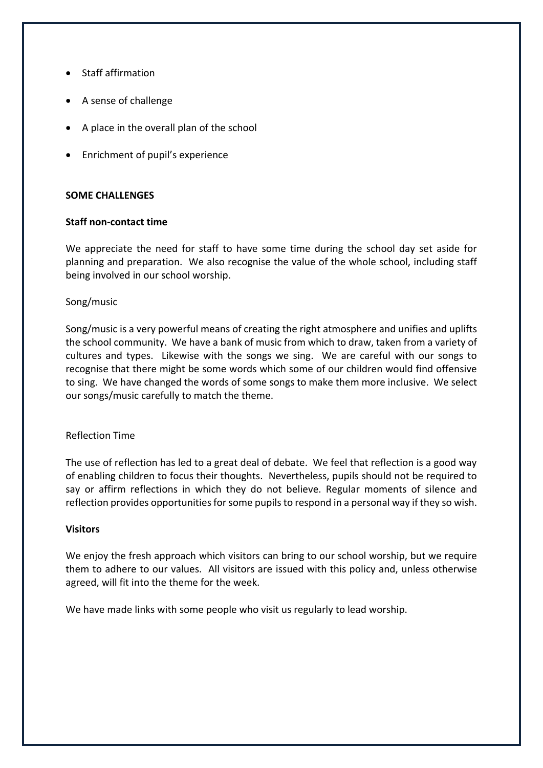- Staff affirmation
- A sense of challenge
- A place in the overall plan of the school
- Enrichment of pupil's experience

**SOME CHALLENGES**

**Staff non-contact time**

We appreciate the need for staff to have some time during the school day set aside for planning and preparation. We also recognise the value of the whole school, including staff being involved in our school worship.

Song/music

Song/music is a very powerful means of creating the right atmosphere and unifies and uplifts the school community. We have a bank of music from which to draw, taken from a variety of cultures and types. Likewise with the songs we sing. We are careful with our songs to recognise that there might be some words which some of our children would find offensive to sing. We have changed the words of some songs to make them more inclusive. We select our songs/music carefully to match the theme.

Reflection Time

The use of reflection has led to a great deal of debate. We feel that reflection is a good way of enabling children to focus their thoughts. Nevertheless, pupils should not be required to say or affirm reflections in which they do not believe. Regular moments of silence and reflection provides opportunities for some pupils to respond in a personal way if they so wish.

**Visitors**

We enjoy the fresh approach which visitors can bring to our school worship, but we require them to adhere to our values. All visitors are issued with this policy and, unless otherwise agreed, will fit into the theme for the week.

We have made links with some people who visit us regularly to lead worship.